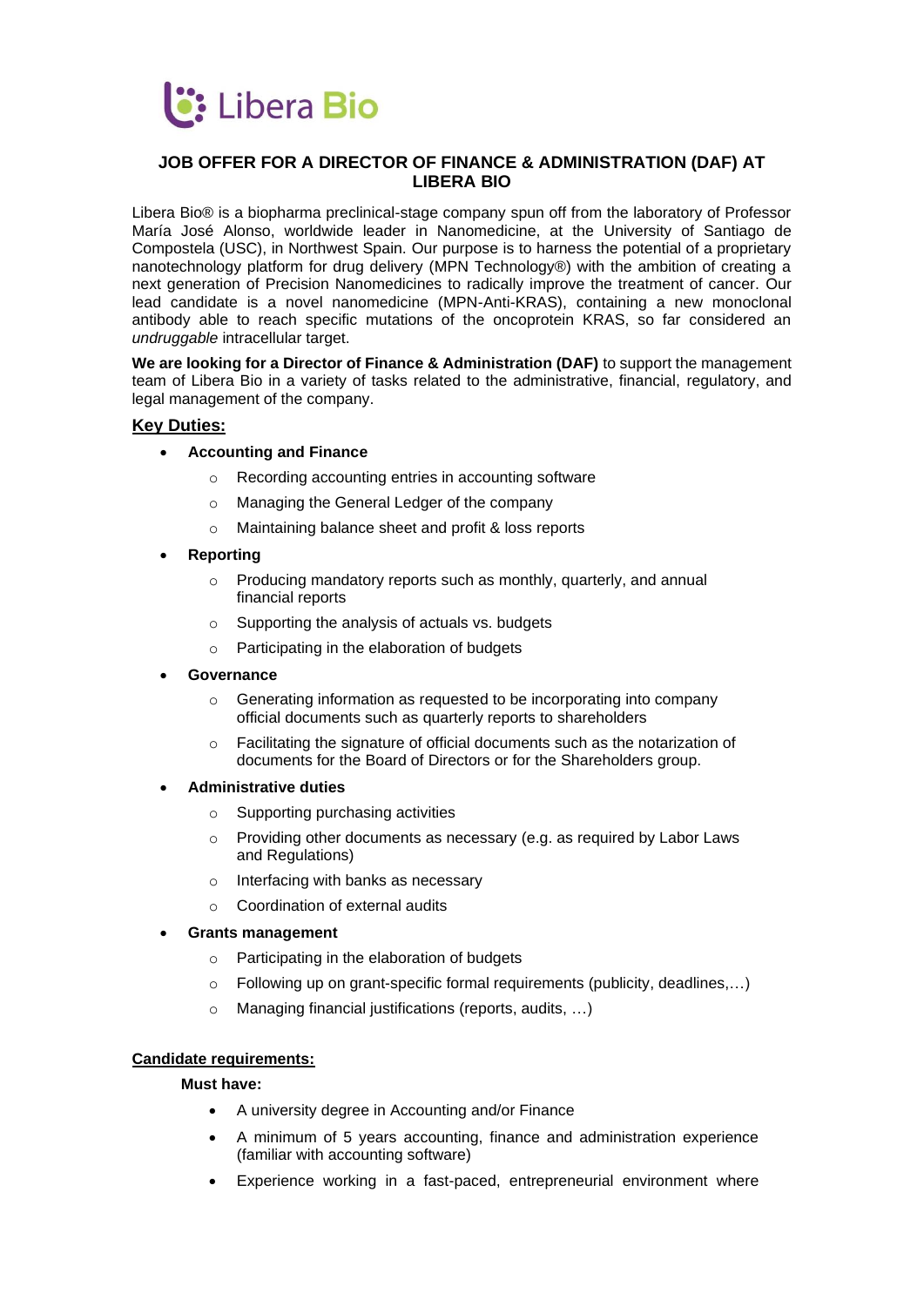Libera Bio

## JOB OFFER FOR A DIRECTOR OF FINANCE & ADMINISTRATION (DAF) AT LIBERA BIO

Libera Bio® is a biopharma preclinical-stage company spun off from the laboratory of Professor María José Alonso, worldwide leader in Nanomedicine, at the University of Santiago de Compostela (USC), in Northwest Spain. Our purpose is to harness the potential of a proprietary nanotechnology platform for drug delivery (MPN Technology®) with the ambition of creating a next generation of Precision Nanomedicines to radically improve the treatment of cancer. Our lead candidate is a novel nanomedicine (MPN-Anti-KRAS), containing a new monoclonal antibody able to reach specific mutations of the oncoprotein KRAS, so far considered an *undruggable* intracellular target.

**We are looking for a Director of Finance & Administration (DAF)** to support the management team of Libera Bio in a variety of tasks related to the administrative, financial, regulatory, and legal management of the company.

### Key Duties:

- **Accounting and Finance**
  - Recording accounting entries in accounting software
  - Managing the General Ledger of the company
  - Maintaining balance sheet and profit & loss reports
- **Reporting**
  - Producing mandatory reports such as monthly, quarterly, and annual financial reports
  - Supporting the analysis of actuals vs. budgets
  - Participating in the elaboration of budgets
- **Governance**
  - Generating information as requested to be incorporating into company official documents such as quarterly reports to shareholders
  - Facilitating the signature of official documents such as the notarization of documents for the Board of Directors or for the Shareholders group.
- **Administrative duties**
  - Supporting purchasing activities
  - Providing other documents as necessary (e.g. as required by Labor Laws and Regulations)
  - Interfacing with banks as necessary
  - Coordination of external audits
- **Grants management**
  - Participating in the elaboration of budgets
  - Following up on grant-specific formal requirements (publicity, deadlines,…)
  - Managing financial justifications (reports, audits, …)

### Candidate requirements:

**Must have:**

- A university degree in Accounting and/or Finance
- A minimum of 5 years accounting, finance and administration experience (familiar with accounting software)
- Experience working in a fast-paced, entrepreneurial environment where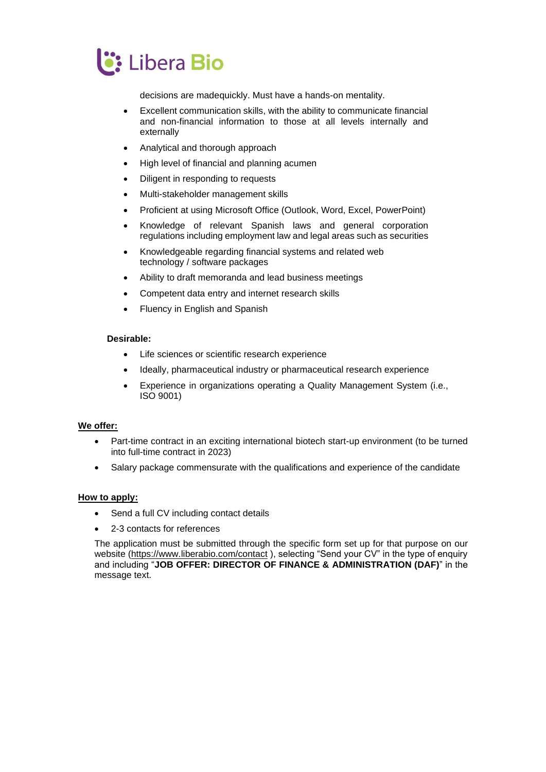decisions are madequickly. Must have a hands-on mentality.

- Excellent communication skills, with the ability to communicate financial and non-financial information to those at all levels internally and externally
- Analytical and thorough approach
- High level of financial and planning acumen
- Diligent in responding to requests
- Multi-stakeholder management skills
- Proficient at using Microsoft Office (Outlook, Word, Excel, PowerPoint)
- Knowledge of relevant Spanish laws and general corporation regulations including employment law and legal areas such as securities
- Knowledgeable regarding financial systems and related web technology / software packages
- Ability to draft memoranda and lead business meetings
- Competent data entry and internet research skills
- Fluency in English and Spanish

**Desirable:**

- Life sciences or scientific research experience
- Ideally, pharmaceutical industry or pharmaceutical research experience
- Experience in organizations operating a Quality Management System (i.e., ISO 9001)

**We offer:**

- Part-time contract in an exciting international biotech start-up environment (to be turned into full-time contract in 2023)
- Salary package commensurate with the qualifications and experience of the candidate

**How to apply:**

- Send a full CV including contact details
- 2-3 contacts for references

The application must be submitted through the specific form set up for that purpose on our website (https://www.liberabio.com/contact ), selecting "Send your CV" in the type of enquiry and including "**JOB OFFER: DIRECTOR OF FINANCE & ADMINISTRATION (DAF)**" in the message text.